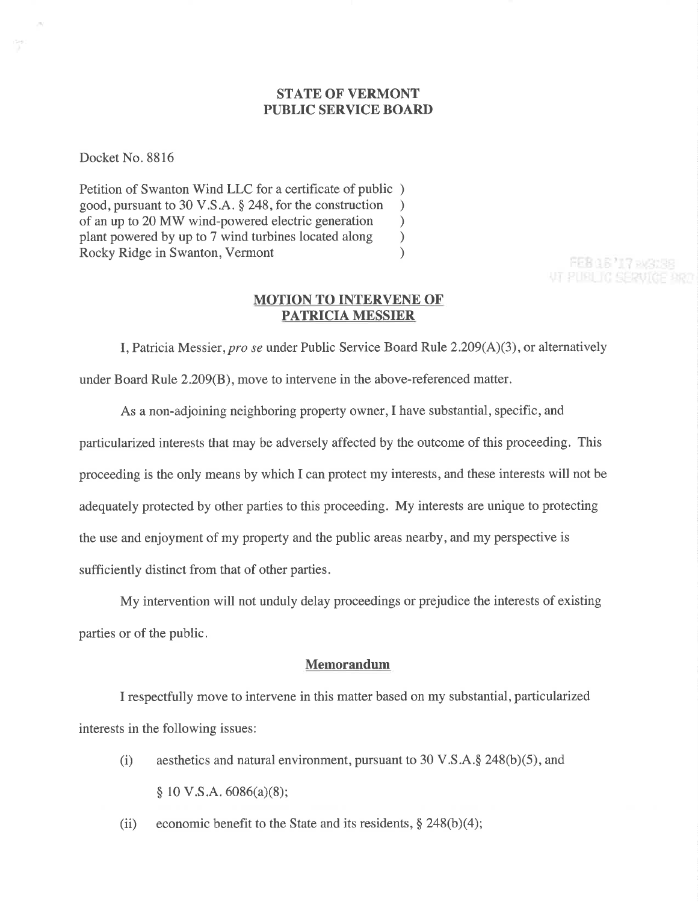# STATE OF VERMONT
# PUBLIC SERVICE BOARD

Docket No. 8816

Petition of Swanton Wind LLC for a certificate of public good, pursuant to 30 V.S.A. § 248, for the construction of an up to 20 MW wind-powered electric generation plant powered by up to 7 wind turbines located along Rocky Ridge in Swanton, Vermont

FEB 16 '17 PM3:38
VT PUBLIC SERVICE BRD

## MOTION TO INTERVENE OF PATRICIA MESSIER

I, Patricia Messier, *pro se* under Public Service Board Rule 2.209(A)(3), or alternatively under Board Rule 2.209(B), move to intervene in the above-referenced matter.

As a non-adjoining neighboring property owner, I have substantial, specific, and particularized interests that may be adversely affected by the outcome of this proceeding. This proceeding is the only means by which I can protect my interests, and these interests will not be adequately protected by other parties to this proceeding. My interests are unique to protecting the use and enjoyment of my property and the public areas nearby, and my perspective is sufficiently distinct from that of other parties.

My intervention will not unduly delay proceedings or prejudice the interests of existing parties or of the public.

### Memorandum

I respectfully move to intervene in this matter based on my substantial, particularized interests in the following issues:

(i) aesthetics and natural environment, pursuant to 30 V.S.A.§ 248(b)(5), and § 10 V.S.A. 6086(a)(8);

(ii) economic benefit to the State and its residents, § 248(b)(4);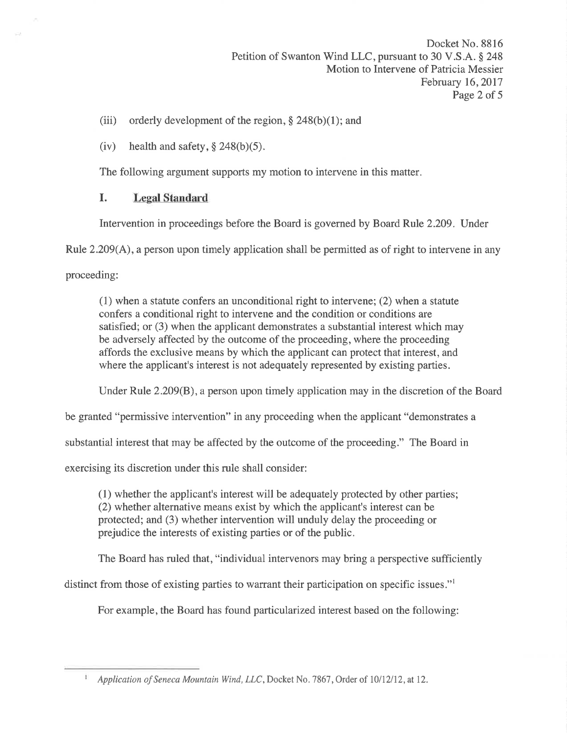(iii) orderly development of the region, § 248(b)(1); and

(iv) health and safety, § 248(b)(5).

The following argument supports my motion to intervene in this matter.

## I. Legal Standard

Intervention in proceedings before the Board is governed by Board Rule 2.209. Under Rule 2.209(A), a person upon timely application shall be permitted as of right to intervene in any proceeding:

> (1) when a statute confers an unconditional right to intervene; (2) when a statute confers a conditional right to intervene and the condition or conditions are satisfied; or (3) when the applicant demonstrates a substantial interest which may be adversely affected by the outcome of the proceeding, where the proceeding affords the exclusive means by which the applicant can protect that interest, and where the applicant's interest is not adequately represented by existing parties.

Under Rule 2.209(B), a person upon timely application may in the discretion of the Board be granted "permissive intervention" in any proceeding when the applicant "demonstrates a substantial interest that may be affected by the outcome of the proceeding." The Board in exercising its discretion under this rule shall consider:

> (1) whether the applicant's interest will be adequately protected by other parties; (2) whether alternative means exist by which the applicant's interest can be protected; and (3) whether intervention will unduly delay the proceeding or prejudice the interests of existing parties or of the public.

The Board has ruled that, "individual intervenors may bring a perspective sufficiently distinct from those of existing parties to warrant their participation on specific issues."[1]

For example, the Board has found particularized interest based on the following:

[1] *Application of Seneca Mountain Wind, LLC*, Docket No. 7867, Order of 10/12/12, at 12.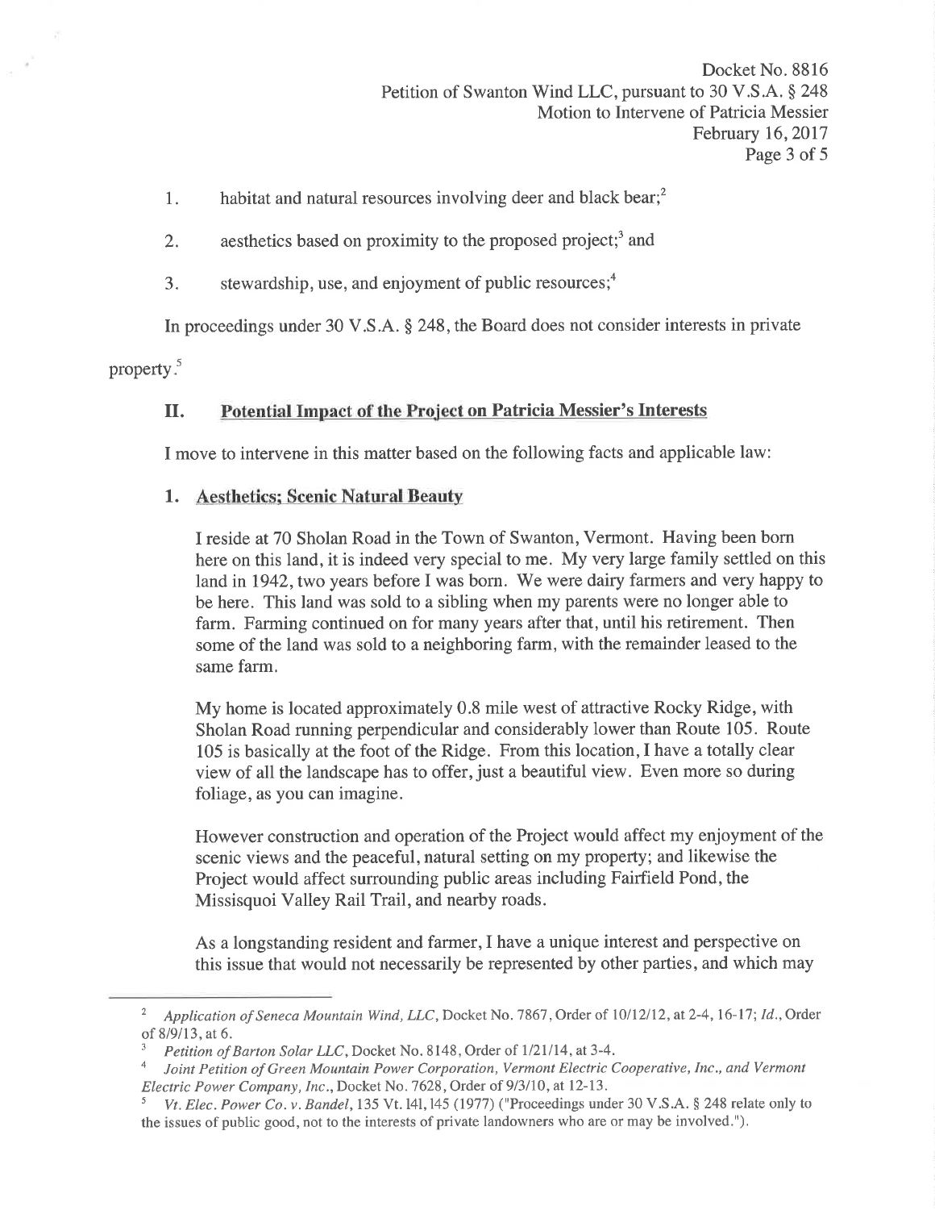1. habitat and natural resources involving deer and black bear;[2]

2. aesthetics based on proximity to the proposed project;[3] and

3. stewardship, use, and enjoyment of public resources;[4]

In proceedings under 30 V.S.A. § 248, the Board does not consider interests in private property.[5]

## II. Potential Impact of the Project on Patricia Messier's Interests

I move to intervene in this matter based on the following facts and applicable law:

### 1. Aesthetics; Scenic Natural Beauty

I reside at 70 Sholan Road in the Town of Swanton, Vermont. Having been born here on this land, it is indeed very special to me. My very large family settled on this land in 1942, two years before I was born. We were dairy farmers and very happy to be here. This land was sold to a sibling when my parents were no longer able to farm. Farming continued on for many years after that, until his retirement. Then some of the land was sold to a neighboring farm, with the remainder leased to the same farm.

My home is located approximately 0.8 mile west of attractive Rocky Ridge, with Sholan Road running perpendicular and considerably lower than Route 105. Route 105 is basically at the foot of the Ridge. From this location, I have a totally clear view of all the landscape has to offer, just a beautiful view. Even more so during foliage, as you can imagine.

However construction and operation of the Project would affect my enjoyment of the scenic views and the peaceful, natural setting on my property; and likewise the Project would affect surrounding public areas including Fairfield Pond, the Missisquoi Valley Rail Trail, and nearby roads.

As a longstanding resident and farmer, I have a unique interest and perspective on this issue that would not necessarily be represented by other parties, and which may

---

[2] *Application of Seneca Mountain Wind, LLC*, Docket No. 7867, Order of 10/12/12, at 2-4, 16-17; *Id.*, Order of 8/9/13, at 6.

[3] *Petition of Barton Solar LLC*, Docket No. 8148, Order of 1/21/14, at 3-4.

[4] *Joint Petition of Green Mountain Power Corporation, Vermont Electric Cooperative, Inc., and Vermont Electric Power Company, Inc.*, Docket No. 7628, Order of 9/3/10, at 12-13.

[5] *Vt. Elec. Power Co. v. Bandel*, 135 Vt. 141, 145 (1977) ("Proceedings under 30 V.S.A. § 248 relate only to the issues of public good, not to the interests of private landowners who are or may be involved.").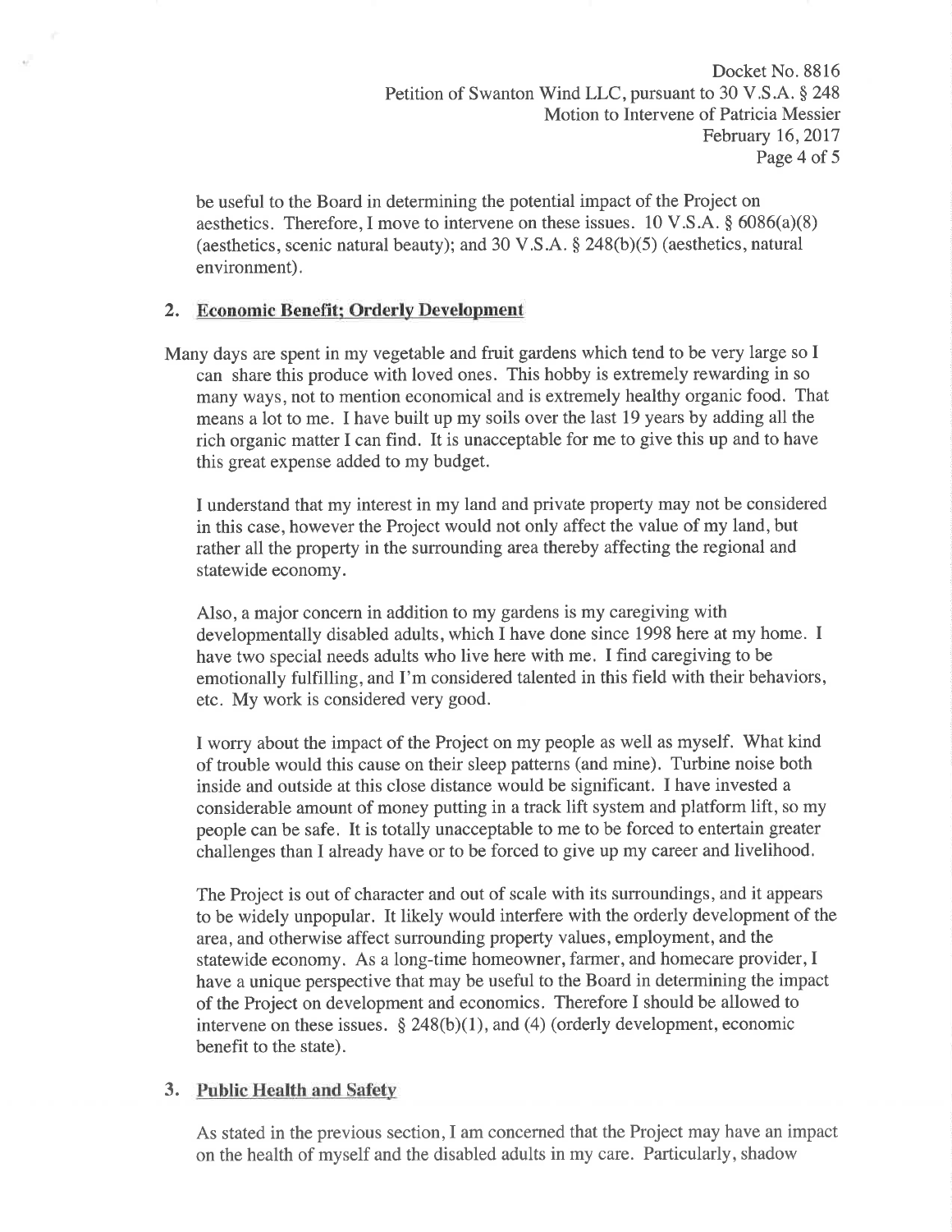be useful to the Board in determining the potential impact of the Project on aesthetics. Therefore, I move to intervene on these issues. 10 V.S.A. § 6086(a)(8) (aesthetics, scenic natural beauty); and 30 V.S.A. § 248(b)(5) (aesthetics, natural environment).

## 2. Economic Benefit; Orderly Development

Many days are spent in my vegetable and fruit gardens which tend to be very large so I can share this produce with loved ones. This hobby is extremely rewarding in so many ways, not to mention economical and is extremely healthy organic food. That means a lot to me. I have built up my soils over the last 19 years by adding all the rich organic matter I can find. It is unacceptable for me to give this up and to have this great expense added to my budget.

I understand that my interest in my land and private property may not be considered in this case, however the Project would not only affect the value of my land, but rather all the property in the surrounding area thereby affecting the regional and statewide economy.

Also, a major concern in addition to my gardens is my caregiving with developmentally disabled adults, which I have done since 1998 here at my home. I have two special needs adults who live here with me. I find caregiving to be emotionally fulfilling, and I'm considered talented in this field with their behaviors, etc. My work is considered very good.

I worry about the impact of the Project on my people as well as myself. What kind of trouble would this cause on their sleep patterns (and mine). Turbine noise both inside and outside at this close distance would be significant. I have invested a considerable amount of money putting in a track lift system and platform lift, so my people can be safe. It is totally unacceptable to me to be forced to entertain greater challenges than I already have or to be forced to give up my career and livelihood.

The Project is out of character and out of scale with its surroundings, and it appears to be widely unpopular. It likely would interfere with the orderly development of the area, and otherwise affect surrounding property values, employment, and the statewide economy. As a long-time homeowner, farmer, and homecare provider, I have a unique perspective that may be useful to the Board in determining the impact of the Project on development and economics. Therefore I should be allowed to intervene on these issues. § 248(b)(1), and (4) (orderly development, economic benefit to the state).

## 3. Public Health and Safety

As stated in the previous section, I am concerned that the Project may have an impact on the health of myself and the disabled adults in my care. Particularly, shadow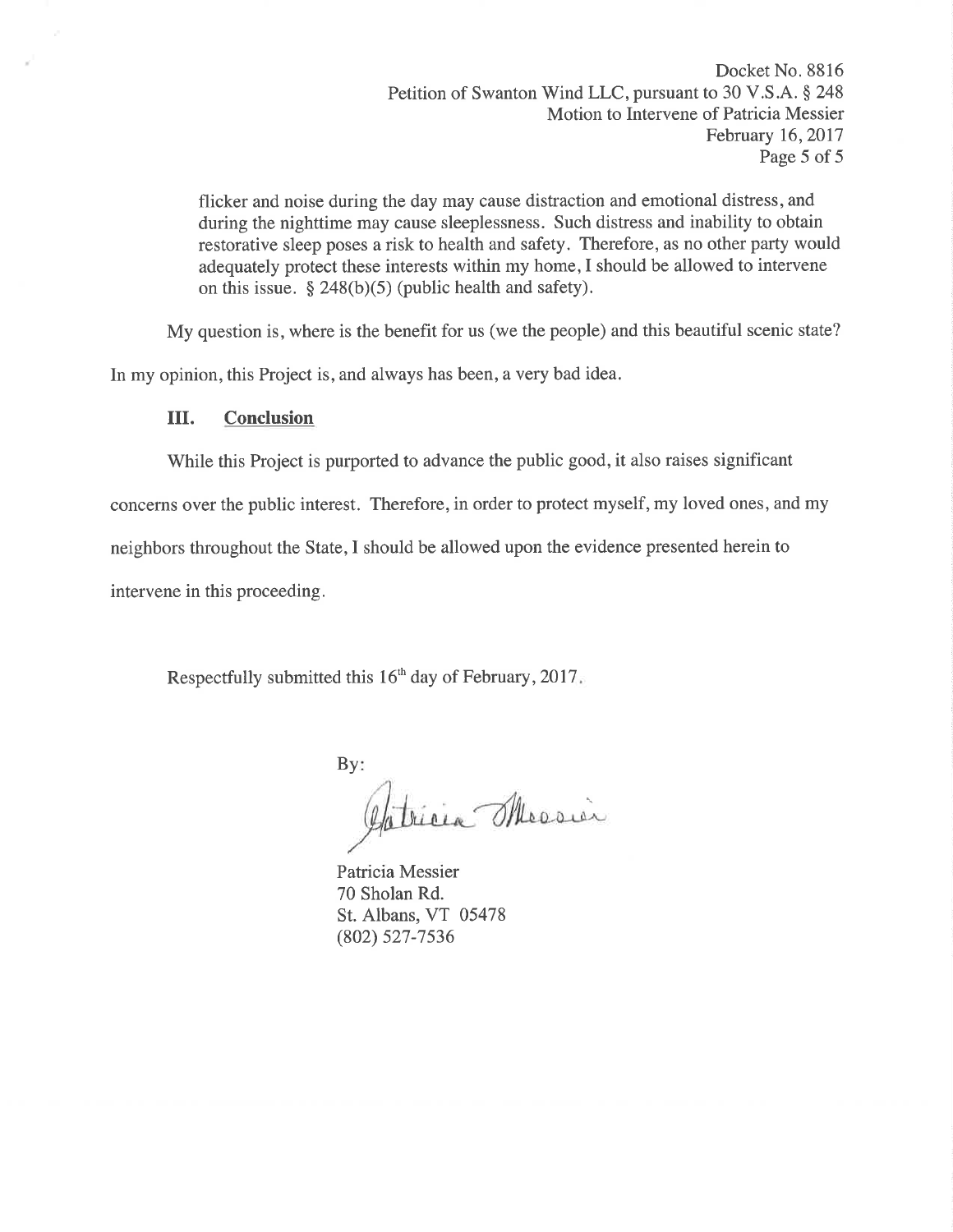flicker and noise during the day may cause distraction and emotional distress, and during the nighttime may cause sleeplessness. Such distress and inability to obtain restorative sleep poses a risk to health and safety. Therefore, as no other party would adequately protect these interests within my home, I should be allowed to intervene on this issue. § 248(b)(5) (public health and safety).

My question is, where is the benefit for us (we the people) and this beautiful scenic state? In my opinion, this Project is, and always has been, a very bad idea.

## III. Conclusion

While this Project is purported to advance the public good, it also raises significant concerns over the public interest. Therefore, in order to protect myself, my loved ones, and my neighbors throughout the State, I should be allowed upon the evidence presented herein to intervene in this proceeding.

Respectfully submitted this 16th day of February, 2017.

By:

Patricia Messier
70 Sholan Rd.
St. Albans, VT 05478
(802) 527-7536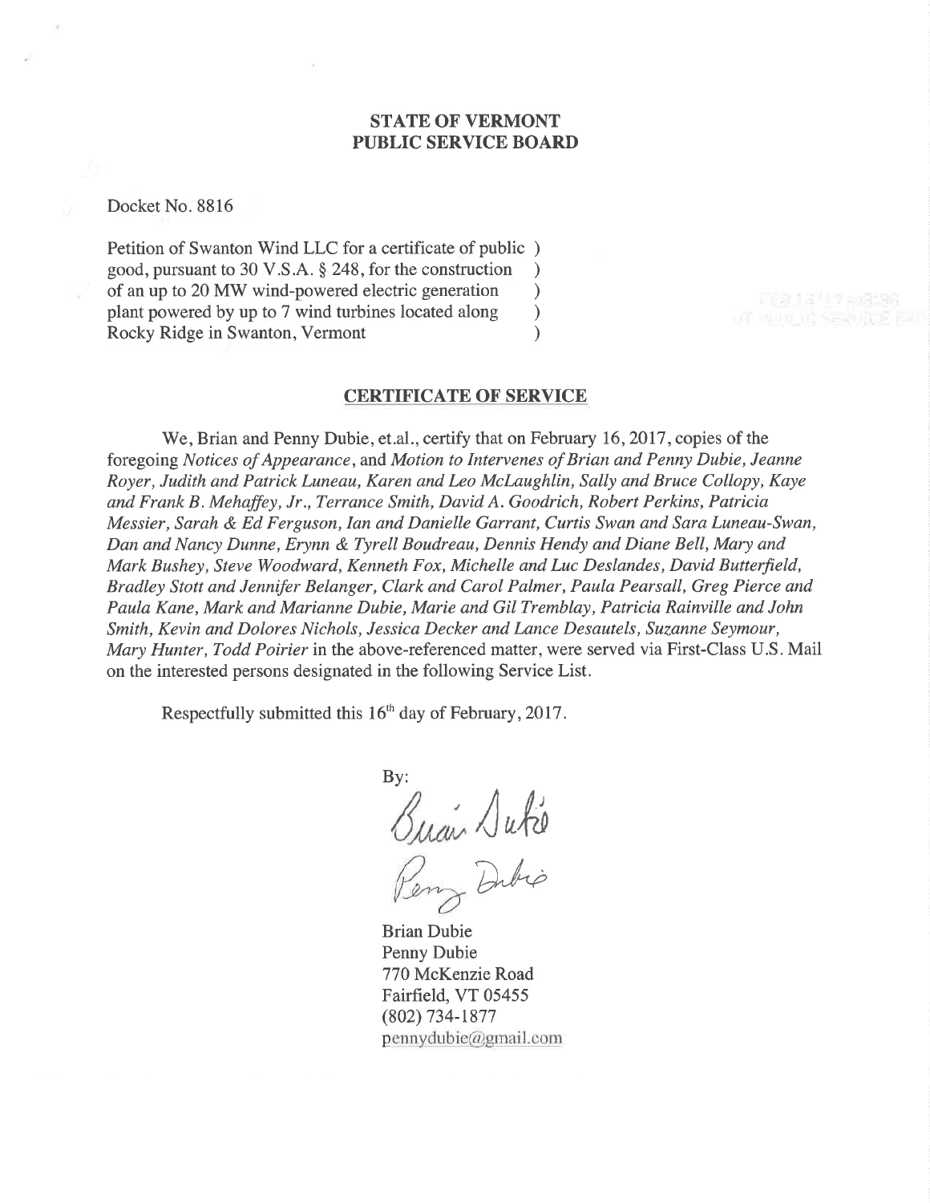**STATE OF VERMONT**
**PUBLIC SERVICE BOARD**

Docket No. 8816

Petition of Swanton Wind LLC for a certificate of public )
good, pursuant to 30 V.S.A. § 248, for the construction )
of an up to 20 MW wind-powered electric generation )
plant powered by up to 7 wind turbines located along )
Rocky Ridge in Swanton, Vermont )

## CERTIFICATE OF SERVICE

We, Brian and Penny Dubie, et.al., certify that on February 16, 2017, copies of the foregoing *Notices of Appearance*, and *Motion to Intervenes of Brian and Penny Dubie, Jeanne Royer, Judith and Patrick Luneau, Karen and Leo McLaughlin, Sally and Bruce Collopy, Kaye and Frank B. Mehaffey, Jr., Terrance Smith, David A. Goodrich, Robert Perkins, Patricia Messier, Sarah & Ed Ferguson, Ian and Danielle Garrant, Curtis Swan and Sara Luneau-Swan, Dan and Nancy Dunne, Erynn & Tyrell Boudreau, Dennis Hendy and Diane Bell, Mary and Mark Bushey, Steve Woodward, Kenneth Fox, Michelle and Luc Deslandes, David Butterfield, Bradley Stott and Jennifer Belanger, Clark and Carol Palmer, Paula Pearsall, Greg Pierce and Paula Kane, Mark and Marianne Dubie, Marie and Gil Tremblay, Patricia Rainville and John Smith, Kevin and Dolores Nichols, Jessica Decker and Lance Desautels, Suzanne Seymour, Mary Hunter, Todd Poirier* in the above-referenced matter, were served via First-Class U.S. Mail on the interested persons designated in the following Service List.

Respectfully submitted this 16th day of February, 2017.

By:

Brian Dubie
Penny Dubie
770 McKenzie Road
Fairfield, VT 05455
(802) 734-1877
pennydubie@gmail.com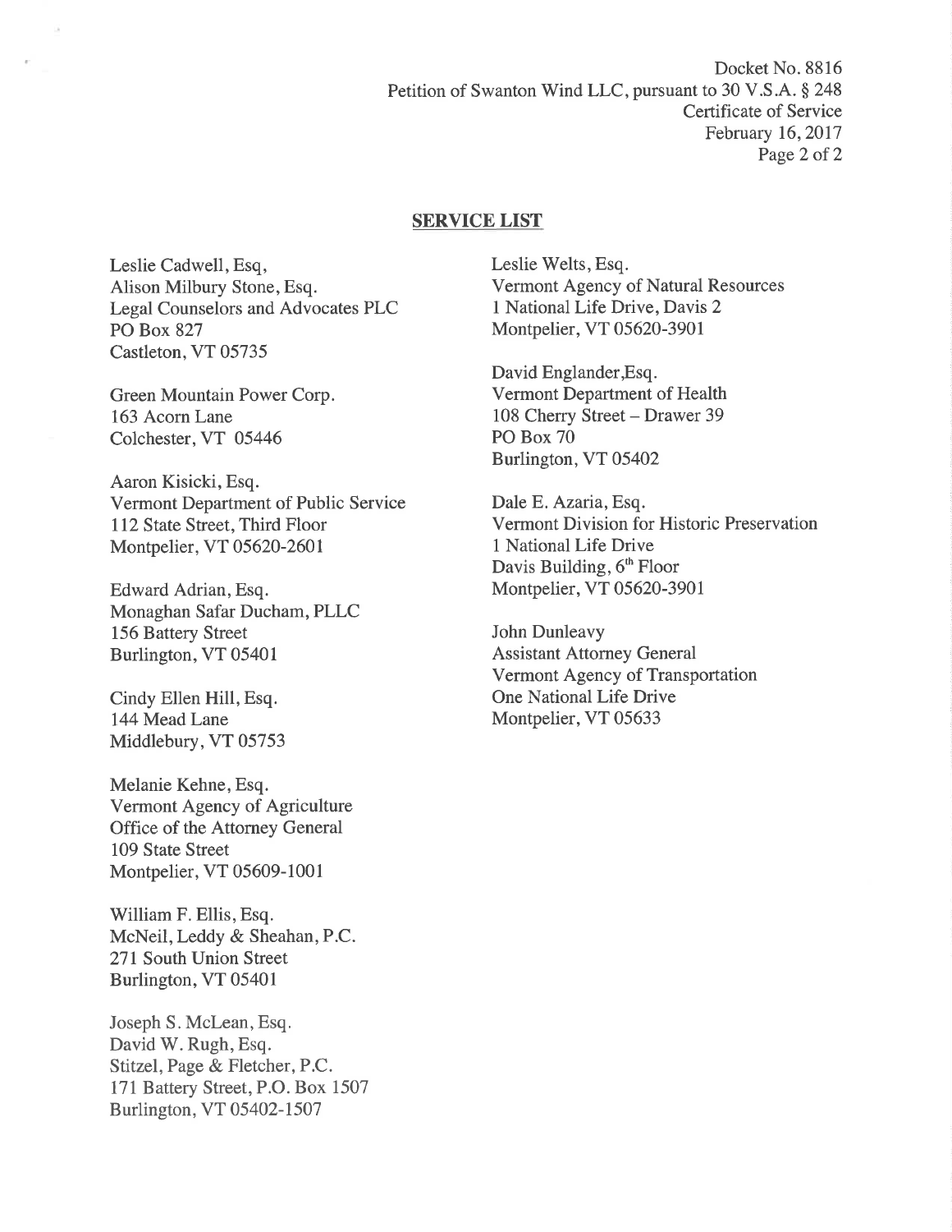## SERVICE LIST

Leslie Cadwell, Esq,
Alison Milbury Stone, Esq.
Legal Counselors and Advocates PLC
PO Box 827
Castleton, VT 05735

Green Mountain Power Corp.
163 Acorn Lane
Colchester, VT 05446

Aaron Kisicki, Esq.
Vermont Department of Public Service
112 State Street, Third Floor
Montpelier, VT 05620-2601

Edward Adrian, Esq.
Monaghan Safar Ducham, PLLC
156 Battery Street
Burlington, VT 05401

Cindy Ellen Hill, Esq.
144 Mead Lane
Middlebury, VT 05753

Melanie Kehne, Esq.
Vermont Agency of Agriculture
Office of the Attorney General
109 State Street
Montpelier, VT 05609-1001

William F. Ellis, Esq.
McNeil, Leddy & Sheahan, P.C.
271 South Union Street
Burlington, VT 05401

Joseph S. McLean, Esq.
David W. Rugh, Esq.
Stitzel, Page & Fletcher, P.C.
171 Battery Street, P.O. Box 1507
Burlington, VT 05402-1507

Leslie Welts, Esq.
Vermont Agency of Natural Resources
1 National Life Drive, Davis 2
Montpelier, VT 05620-3901

David Englander,Esq.
Vermont Department of Health
108 Cherry Street – Drawer 39
PO Box 70
Burlington, VT 05402

Dale E. Azaria, Esq.
Vermont Division for Historic Preservation
1 National Life Drive
Davis Building, 6th Floor
Montpelier, VT 05620-3901

John Dunleavy
Assistant Attorney General
Vermont Agency of Transportation
One National Life Drive
Montpelier, VT 05633